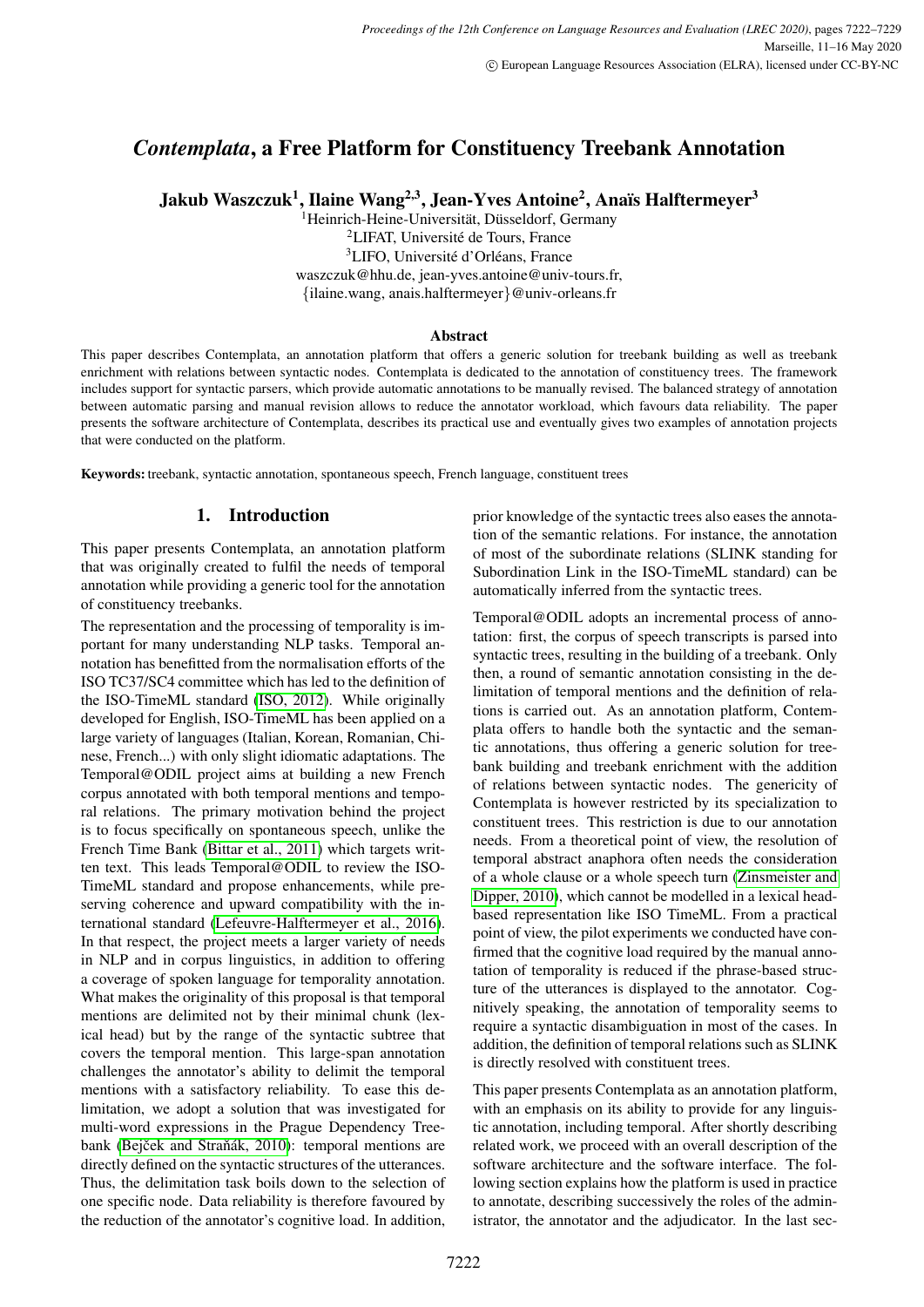# *Contemplata*, a Free Platform for Constituency Treebank Annotation

**Jakub Waszczuk[1], Ilaine Wang[2,3], Jean-Yves Antoine[2], Anaïs Halftermeyer[3]**

[1]Heinrich-Heine-Universität, Düsseldorf, Germany
[2]LIFAT, Université de Tours, France
[3]LIFO, Université d'Orléans, France
waszczuk@hhu.de, jean-yves.antoine@univ-tours.fr,
{ilaine.wang, anais.halftermeyer}@univ-orleans.fr

### Abstract

This paper describes Contemplata, an annotation platform that offers a generic solution for treebank building as well as treebank enrichment with relations between syntactic nodes. Contemplata is dedicated to the annotation of constituency trees. The framework includes support for syntactic parsers, which provide automatic annotations to be manually revised. The balanced strategy of annotation between automatic parsing and manual revision allows to reduce the annotator workload, which favours data reliability. The paper presents the software architecture of Contemplata, describes its practical use and eventually gives two examples of annotation projects that were conducted on the platform.

**Keywords:** treebank, syntactic annotation, spontaneous speech, French language, constituent trees

## 1. Introduction

This paper presents Contemplata, an annotation platform that was originally created to fulfil the needs of temporal annotation while providing a generic tool for the annotation of constituency treebanks.

The representation and the processing of temporality is important for many understanding NLP tasks. Temporal annotation has benefitted from the normalisation efforts of the ISO TC37/SC4 committee which has led to the definition of the ISO-TimeML standard (ISO, 2012). While originally developed for English, ISO-TimeML has been applied on a large variety of languages (Italian, Korean, Romanian, Chinese, French...) with only slight idiomatic adaptations. The Temporal@ODIL project aims at building a new French corpus annotated with both temporal mentions and temporal relations. The primary motivation behind the project is to focus specifically on spontaneous speech, unlike the French Time Bank (Bittar et al., 2011) which targets written text. This leads Temporal@ODIL to review the ISO-TimeML standard and propose enhancements, while preserving coherence and upward compatibility with the international standard (Lefeuvre-Halftermeyer et al., 2016). In that respect, the project meets a larger variety of needs in NLP and in corpus linguistics, in addition to offering a coverage of spoken language for temporality annotation. What makes the originality of this proposal is that temporal mentions are delimited not by their minimal chunk (lexical head) but by the range of the syntactic subtree that covers the temporal mention. This large-span annotation challenges the annotator's ability to delimit the temporal mentions with a satisfactory reliability. To ease this delimitation, we adopt a solution that was investigated for multi-word expressions in the Prague Dependency Treebank (Bejček and Straňák, 2010): temporal mentions are directly defined on the syntactic structures of the utterances. Thus, the delimitation task boils down to the selection of one specific node. Data reliability is therefore favoured by the reduction of the annotator's cognitive load. In addition, prior knowledge of the syntactic trees also eases the annotation of the semantic relations. For instance, the annotation of most of the subordinate relations (SLINK standing for Subordination Link in the ISO-TimeML standard) can be automatically inferred from the syntactic trees.

Temporal@ODIL adopts an incremental process of annotation: first, the corpus of speech transcripts is parsed into syntactic trees, resulting in the building of a treebank. Only then, a round of semantic annotation consisting in the delimitation of temporal mentions and the definition of relations is carried out. As an annotation platform, Contemplata offers to handle both the syntactic and the semantic annotations, thus offering a generic solution for treebank building and treebank enrichment with the addition of relations between syntactic nodes. The genericity of Contemplata is however restricted by its specialization to constituent trees. This restriction is due to our annotation needs. From a theoretical point of view, the resolution of temporal abstract anaphora often needs the consideration of a whole clause or a whole speech turn (Zinsmeister and Dipper, 2010), which cannot be modelled in a lexical head-based representation like ISO TimeML. From a practical point of view, the pilot experiments we conducted have confirmed that the cognitive load required by the manual annotation of temporality is reduced if the phrase-based structure of the utterances is displayed to the annotator. Cognitively speaking, the annotation of temporality seems to require a syntactic disambiguation in most of the cases. In addition, the definition of temporal relations such as SLINK is directly resolved with constituent trees.

This paper presents Contemplata as an annotation platform, with an emphasis on its ability to provide for any linguistic annotation, including temporal. After shortly describing related work, we proceed with an overall description of the software architecture and the software interface. The following section explains how the platform is used in practice to annotate, describing successively the roles of the administrator, the annotator and the adjudicator. In the last sec-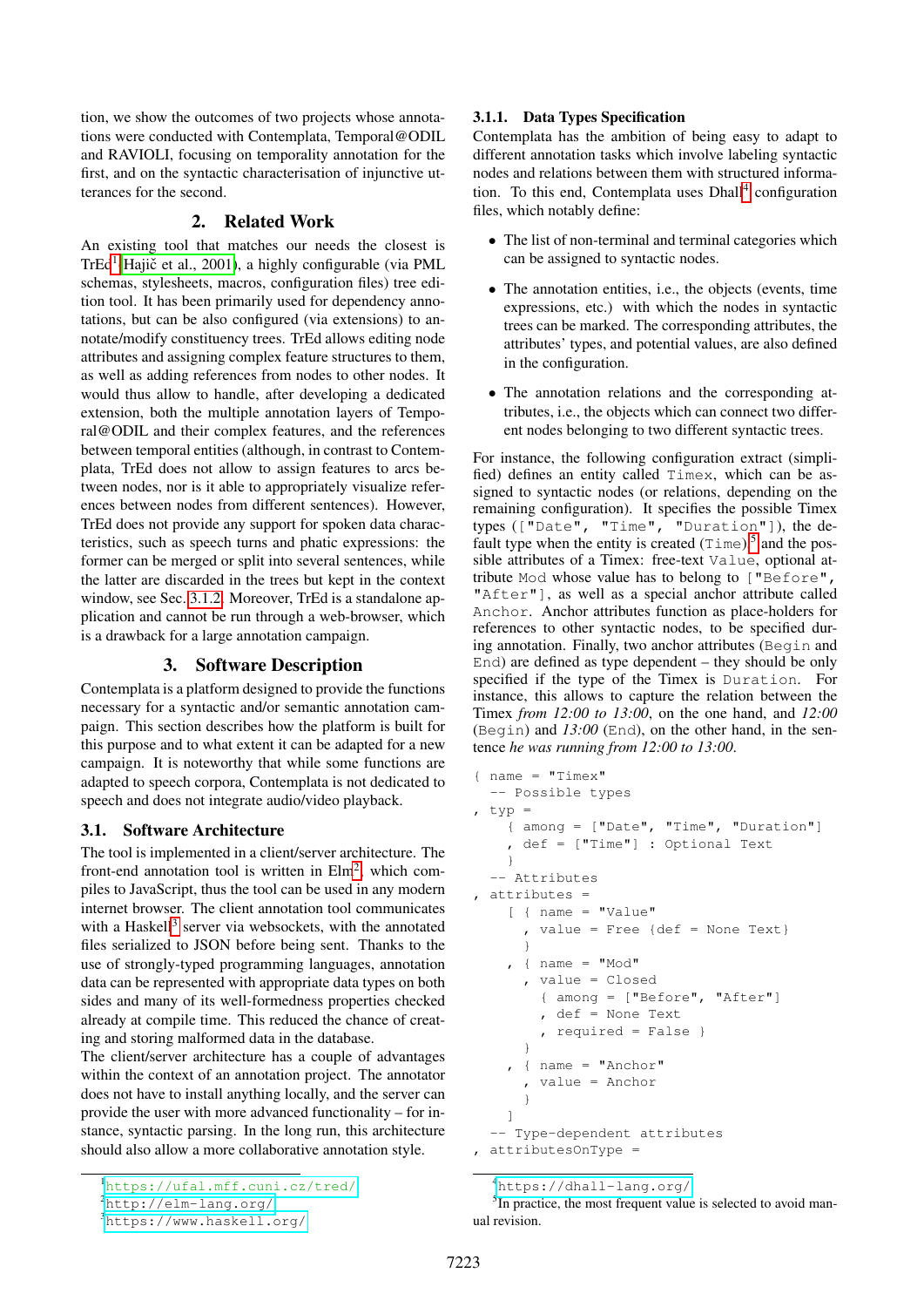tion, we show the outcomes of two projects whose annotations were conducted with Contemplata, Temporal@ODIL and RAVIOLI, focusing on temporality annotation for the first, and on the syntactic characterisation of injunctive utterances for the second.

## 2. Related Work

An existing tool that matches our needs the closest is TrEd[1] (Hajič et al., 2001), a highly configurable (via PML schemas, stylesheets, macros, configuration files) tree edition tool. It has been primarily used for dependency annotations, but can be also configured (via extensions) to annotate/modify constituency trees. TrEd allows editing node attributes and assigning complex feature structures to them, as well as adding references from nodes to other nodes. It would thus allow to handle, after developing a dedicated extension, both the multiple annotation layers of Temporal@ODIL and their complex features, and the references between temporal entities (although, in contrast to Contemplata, TrEd does not allow to assign features to arcs between nodes, nor is it able to appropriately visualize references between nodes from different sentences). However, TrEd does not provide any support for spoken data characteristics, such as speech turns and phatic expressions: the former can be merged or split into several sentences, while the latter are discarded in the trees but kept in the context window, see Sec. 3.1.2. Moreover, TrEd is a standalone application and cannot be run through a web-browser, which is a drawback for a large annotation campaign.

## 3. Software Description

Contemplata is a platform designed to provide the functions necessary for a syntactic and/or semantic annotation campaign. This section describes how the platform is built for this purpose and to what extent it can be adapted for a new campaign. It is noteworthy that while some functions are adapted to speech corpora, Contemplata is not dedicated to speech and does not integrate audio/video playback.

### 3.1. Software Architecture

The tool is implemented in a client/server architecture. The front-end annotation tool is written in Elm[2], which compiles to JavaScript, thus the tool can be used in any modern internet browser. The client annotation tool communicates with a Haskell[3] server via websockets, with the annotated files serialized to JSON before being sent. Thanks to the use of strongly-typed programming languages, annotation data can be represented with appropriate data types on both sides and many of its well-formedness properties checked already at compile time. This reduced the chance of creating and storing malformed data in the database.

The client/server architecture has a couple of advantages within the context of an annotation project. The annotator does not have to install anything locally, and the server can provide the user with more advanced functionality – for instance, syntactic parsing. In the long run, this architecture should also allow a more collaborative annotation style.

[1] https://ufal.mff.cuni.cz/tred/
[2] http://elm-lang.org/
[3] https://www.haskell.org/

#### 3.1.1. Data Types Specification

Contemplata has the ambition of being easy to adapt to different annotation tasks which involve labeling syntactic nodes and relations between them with structured information. To this end, Contemplata uses Dhall[4] configuration files, which notably define:

- The list of non-terminal and terminal categories which can be assigned to syntactic nodes.
- The annotation entities, i.e., the objects (events, time expressions, etc.) with which the nodes in syntactic trees can be marked. The corresponding attributes, the attributes' types, and potential values, are also defined in the configuration.
- The annotation relations and the corresponding attributes, i.e., the objects which can connect two different nodes belonging to two different syntactic trees.

For instance, the following configuration extract (simplified) defines an entity called `Timex`, which can be assigned to syntactic nodes (or relations, depending on the remaining configuration). It specifies the possible Timex types (`["Date", "Time", "Duration"]`), the default type when the entity is created (`Time`)[5] and the possible attributes of a Timex: free-text `Value`, optional attribute `Mod` whose value has to belong to `["Before", "After"]`, as well as a special anchor attribute called `Anchor`. Anchor attributes function as place-holders for references to other syntactic nodes, to be specified during annotation. Finally, two anchor attributes (`Begin` and `End`) are defined as type dependent – they should be only specified if the type of the Timex is `Duration`. For instance, this allows to capture the relation between the Timex *from 12:00 to 13:00*, on the one hand, and *12:00* (`Begin`) and *13:00* (`End`), on the other hand, in the sentence *he was running from 12:00 to 13:00*.

```
{ name = "Timex"
  -- Possible types
, typ =
    { among = ["Date", "Time", "Duration"]
    , def = ["Time"] : Optional Text
    }
  -- Attributes
, attributes =
    [ { name = "Value"
      , value = Free {def = None Text}
      }
    , { name = "Mod"
      , value = Closed
        { among = ["Before", "After"]
        , def = None Text
        , required = False }
      }
    , { name = "Anchor"
      , value = Anchor
      }
    ]
  -- Type-dependent attributes
, attributesOnType =
```

[4] https://dhall-lang.org/
[5] In practice, the most frequent value is selected to avoid manual revision.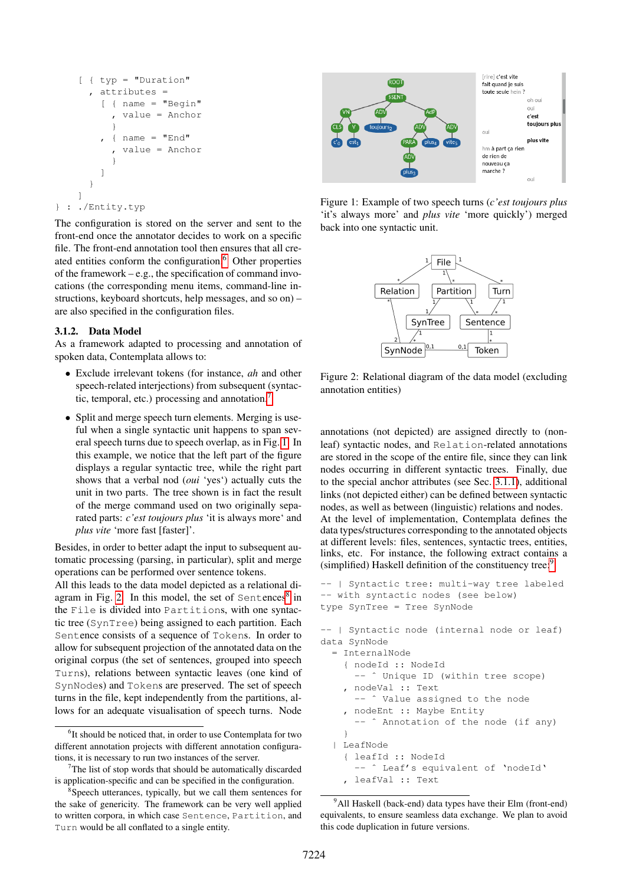```
[ { typ = "Duration"
  , attributes =
    [ { name = "Begin"
      , value = Anchor
      }
    , { name = "End"
      , value = Anchor
      }
    ]
  }
]
} : ./Entity.typ
```

The configuration is stored on the server and sent to the front-end once the annotator decides to work on a specific file. The front-end annotation tool then ensures that all created entities conform the configuration.[6] Other properties of the framework – e.g., the specification of command invocations (the corresponding menu items, command-line instructions, keyboard shortcuts, help messages, and so on) – are also specified in the configuration files.

### 3.1.2. Data Model

As a framework adapted to processing and annotation of spoken data, Contemplata allows to:

- Exclude irrelevant tokens (for instance, *ah* and other speech-related interjections) from subsequent (syntactic, temporal, etc.) processing and annotation.[7]
- Split and merge speech turn elements. Merging is useful when a single syntactic unit happens to span several speech turns due to speech overlap, as in Fig. 1. In this example, we notice that the left part of the figure displays a regular syntactic tree, while the right part shows that a verbal nod (*oui* 'yes') actually cuts the unit in two parts. The tree shown is in fact the result of the merge command used on two originally separated parts: *c'est toujours plus* 'it is always more' and *plus vite* 'more fast [faster]'.

Besides, in order to better adapt the input to subsequent automatic processing (parsing, in particular), split and merge operations can be performed over sentence tokens.

All this leads to the data model depicted as a relational diagram in Fig. 2. In this model, the set of `Sentence`s[8] in the `File` is divided into `Partition`s, with one syntactic tree (`SynTree`) being assigned to each partition. Each `Sentence` consists of a sequence of `Token`s. In order to allow for subsequent projection of the annotated data on the original corpus (the set of sentences, grouped into speech `Turn`s), relations between syntactic leaves (one kind of `SynNode`s) and `Token`s are preserved. The set of speech turns in the file, kept independently from the partitions, allows for an adequate visualisation of speech turns. Node annotations (not depicted) are assigned directly to (non-leaf) syntactic nodes, and `Relation`-related annotations are stored in the scope of the entire file, since they can link nodes occurring in different syntactic trees. Finally, due to the special anchor attributes (see Sec. 3.1.1), additional links (not depicted either) can be defined between syntactic nodes, as well as between (linguistic) relations and nodes.

Figure 1: Example of two speech turns (*c'est toujours plus* 'it's always more' and *plus vite* 'more quickly') merged back into one syntactic unit.

Figure 2: Relational diagram of the data model (excluding annotation entities)

At the level of implementation, Contemplata defines the data types/structures corresponding to the annotated objects at different levels: files, sentences, syntactic trees, entities, links, etc. For instance, the following extract contains a (simplified) Haskell definition of the constituency tree:[9]

```
-- | Syntactic tree: multi-way tree labeled
-- with syntactic nodes (see below)
type SynTree = Tree SynNode

-- | Syntactic node (internal node or leaf)
data SynNode
  = InternalNode
    { nodeId :: NodeId
      -- ^ Unique ID (within tree scope)
    , nodeVal :: Text
      -- ^ Value assigned to the node
    , nodeEnt :: Maybe Entity
      -- ^ Annotation of the node (if any)
    }
  | LeafNode
    { leafId :: NodeId
      -- ^ Leaf's equivalent of 'nodeId'
    , leafVal :: Text
```

[6] It should be noticed that, in order to use Contemplata for two different annotation projects with different annotation configurations, it is necessary to run two instances of the server.

[7] The list of stop words that should be automatically discarded is application-specific and can be specified in the configuration.

[8] Speech utterances, typically, but we call them sentences for the sake of genericity. The framework can be very well applied to written corpora, in which case `Sentence`, `Partition`, and `Turn` would be all conflated to a single entity.

[9] All Haskell (back-end) data types have their Elm (front-end) equivalents, to ensure seamless data exchange. We plan to avoid this code duplication in future versions.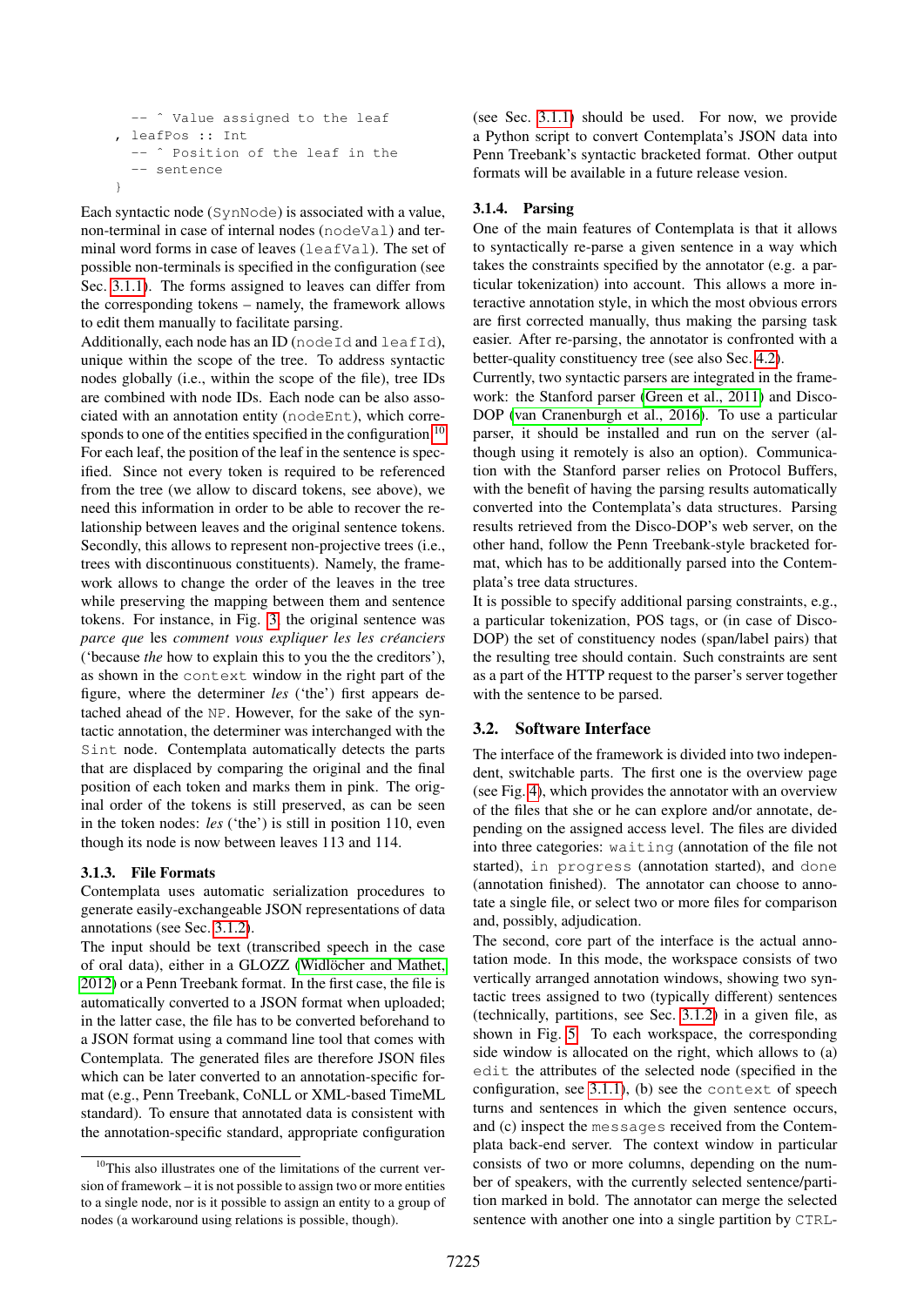```
    -- ^ Value assigned to the leaf
  , leafPos :: Int
    -- ^ Position of the leaf in the
    -- sentence
  }
```

Each syntactic node (SynNode) is associated with a value, non-terminal in case of internal nodes (nodeVal) and terminal word forms in case of leaves (leafVal). The set of possible non-terminals is specified in the configuration (see Sec. 3.1.1). The forms assigned to leaves can differ from the corresponding tokens – namely, the framework allows to edit them manually to facilitate parsing.

Additionally, each node has an ID (nodeId and leafId), unique within the scope of the tree. To address syntactic nodes globally (i.e., within the scope of the file), tree IDs are combined with node IDs. Each node can be also associated with an annotation entity (nodeEnt), which corresponds to one of the entities specified in the configuration.[10] For each leaf, the position of the leaf in the sentence is specified. Since not every token is required to be referenced from the tree (we allow to discard tokens, see above), we need this information in order to be able to recover the relationship between leaves and the original sentence tokens. Secondly, this allows to represent non-projective trees (i.e., trees with discontinuous constituents). Namely, the framework allows to change the order of the leaves in the tree while preserving the mapping between them and sentence tokens. For instance, in Fig. 3 the original sentence was *parce que* les *comment vous expliquer les les créanciers* ('because *the* how to explain this to you the the creditors'), as shown in the context window in the right part of the figure, where the determiner *les* ('the') first appears detached ahead of the NP. However, for the sake of the syntactic annotation, the determiner was interchanged with the Sint node. Contemplata automatically detects the parts that are displaced by comparing the original and the final position of each token and marks them in pink. The original order of the tokens is still preserved, as can be seen in the token nodes: *les* ('the') is still in position 110, even though its node is now between leaves 113 and 114.

#### 3.1.3. File Formats

Contemplata uses automatic serialization procedures to generate easily-exchangeable JSON representations of data annotations (see Sec. 3.1.2).

The input should be text (transcribed speech in the case of oral data), either in a GLOZZ (Widlöcher and Mathet, 2012) or a Penn Treebank format. In the first case, the file is automatically converted to a JSON format when uploaded; in the latter case, the file has to be converted beforehand to a JSON format using a command line tool that comes with Contemplata. The generated files are therefore JSON files which can be later converted to an annotation-specific format (e.g., Penn Treebank, CoNLL or XML-based TimeML standard). To ensure that annotated data is consistent with the annotation-specific standard, appropriate configuration (see Sec. 3.1.1) should be used. For now, we provide a Python script to convert Contemplata's JSON data into Penn Treebank's syntactic bracketed format. Other output formats will be available in a future release vesion.

#### 3.1.4. Parsing

One of the main features of Contemplata is that it allows to syntactically re-parse a given sentence in a way which takes the constraints specified by the annotator (e.g. a particular tokenization) into account. This allows a more interactive annotation style, in which the most obvious errors are first corrected manually, thus making the parsing task easier. After re-parsing, the annotator is confronted with a better-quality constituency tree (see also Sec. 4.2).

Currently, two syntactic parsers are integrated in the framework: the Stanford parser (Green et al., 2011) and Disco-DOP (van Cranenburgh et al., 2016). To use a particular parser, it should be installed and run on the server (although using it remotely is also an option). Communication with the Stanford parser relies on Protocol Buffers, with the benefit of having the parsing results automatically converted into the Contemplata's data structures. Parsing results retrieved from the Disco-DOP's web server, on the other hand, follow the Penn Treebank-style bracketed format, which has to be additionally parsed into the Contemplata's tree data structures.

It is possible to specify additional parsing constraints, e.g., a particular tokenization, POS tags, or (in case of Disco-DOP) the set of constituency nodes (span/label pairs) that the resulting tree should contain. Such constraints are sent as a part of the HTTP request to the parser's server together with the sentence to be parsed.

### 3.2. Software Interface

The interface of the framework is divided into two independent, switchable parts. The first one is the overview page (see Fig. 4), which provides the annotator with an overview of the files that she or he can explore and/or annotate, depending on the assigned access level. The files are divided into three categories: waiting (annotation of the file not started), in progress (annotation started), and done (annotation finished). The annotator can choose to annotate a single file, or select two or more files for comparison and, possibly, adjudication.

The second, core part of the interface is the actual annotation mode. In this mode, the workspace consists of two vertically arranged annotation windows, showing two syntactic trees assigned to two (typically different) sentences (technically, partitions, see Sec. 3.1.2) in a given file, as shown in Fig. 5. To each workspace, the corresponding side window is allocated on the right, which allows to (a) edit the attributes of the selected node (specified in the configuration, see 3.1.1), (b) see the context of speech turns and sentences in which the given sentence occurs, and (c) inspect the messages received from the Contemplata back-end server. The context window in particular consists of two or more columns, depending on the number of speakers, with the currently selected sentence/partition marked in bold. The annotator can merge the selected sentence with another one into a single partition by CTRL-

[10] This also illustrates one of the limitations of the current version of framework – it is not possible to assign two or more entities to a single node, nor is it possible to assign an entity to a group of nodes (a workaround using relations is possible, though).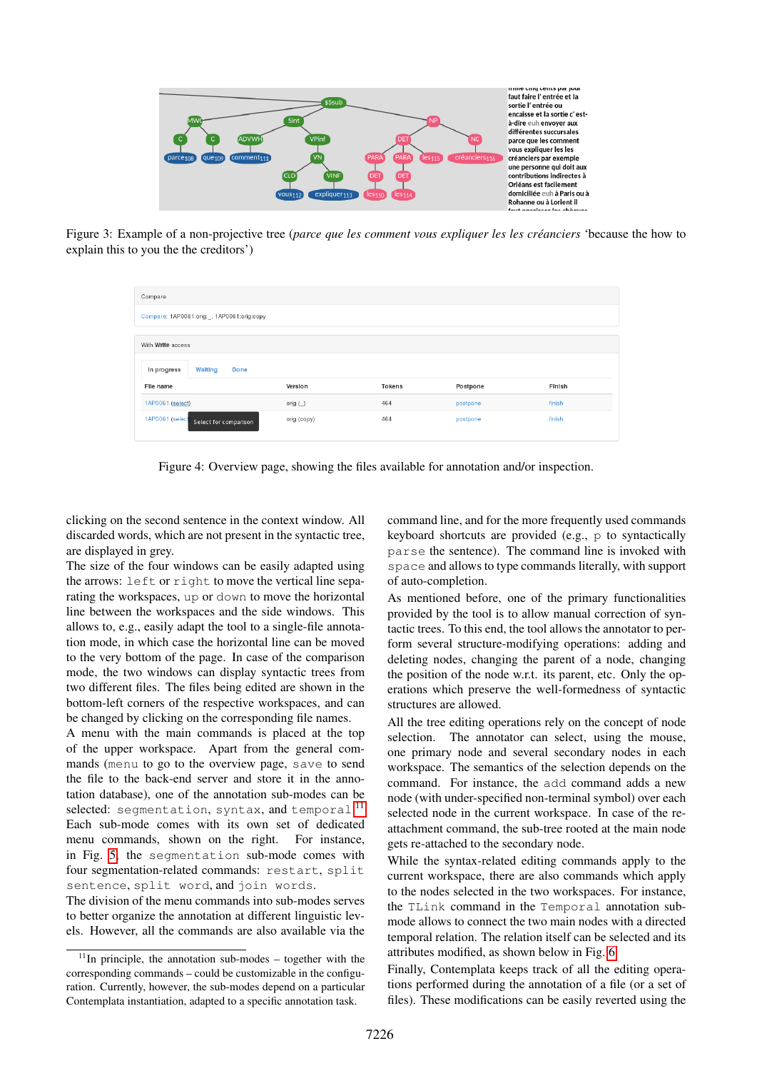Figure 3: Example of a non-projective tree (*parce que les comment vous expliquer les les créanciers* 'because the how to explain this to you the the creditors')

Figure 4: Overview page, showing the files available for annotation and/or inspection.

clicking on the second sentence in the context window. All discarded words, which are not present in the syntactic tree, are displayed in grey.

The size of the four windows can be easily adapted using the arrows: `left` or `right` to move the vertical line separating the workspaces, `up` or `down` to move the horizontal line between the workspaces and the side windows. This allows to, e.g., easily adapt the tool to a single-file annotation mode, in which case the horizontal line can be moved to the very bottom of the page. In case of the comparison mode, the two windows can display syntactic trees from two different files. The files being edited are shown in the bottom-left corners of the respective workspaces, and can be changed by clicking on the corresponding file names.

A menu with the main commands is placed at the top of the upper workspace. Apart from the general commands (`menu` to go to the overview page, `save` to send the file to the back-end server and store it in the annotation database), one of the annotation sub-modes can be selected: `segmentation`, `syntax`, and `temporal`.[11] Each sub-mode comes with its own set of dedicated menu commands, shown on the right. For instance, in Fig. 5, the `segmentation` sub-mode comes with four segmentation-related commands: `restart`, `split sentence`, `split word`, and `join words`.

The division of the menu commands into sub-modes serves to better organize the annotation at different linguistic levels. However, all the commands are also available via the command line, and for the more frequently used commands keyboard shortcuts are provided (e.g., `p` to syntactically `parse` the sentence). The command line is invoked with `space` and allows to type commands literally, with support of auto-completion.

As mentioned before, one of the primary functionalities provided by the tool is to allow manual correction of syntactic trees. To this end, the tool allows the annotator to perform several structure-modifying operations: adding and deleting nodes, changing the parent of a node, changing the position of the node w.r.t. its parent, etc. Only the operations which preserve the well-formedness of syntactic structures are allowed.

All the tree editing operations rely on the concept of node selection. The annotator can select, using the mouse, one primary node and several secondary nodes in each workspace. The semantics of the selection depends on the command. For instance, the `add` command adds a new node (with under-specified non-terminal symbol) over each selected node in the current workspace. In case of the re-attachment command, the sub-tree rooted at the main node gets re-attached to the secondary node.

While the syntax-related editing commands apply to the current workspace, there are also commands which apply to the nodes selected in the two workspaces. For instance, the `TLink` command in the `Temporal` annotation sub-mode allows to connect the two main nodes with a directed temporal relation. The relation itself can be selected and its attributes modified, as shown below in Fig. 6.

Finally, Contemplata keeps track of all the editing operations performed during the annotation of a file (or a set of files). These modifications can be easily reverted using the

[11] In principle, the annotation sub-modes – together with the corresponding commands – could be customizable in the configuration. Currently, however, the sub-modes depend on a particular Contemplata instantiation, adapted to a specific annotation task.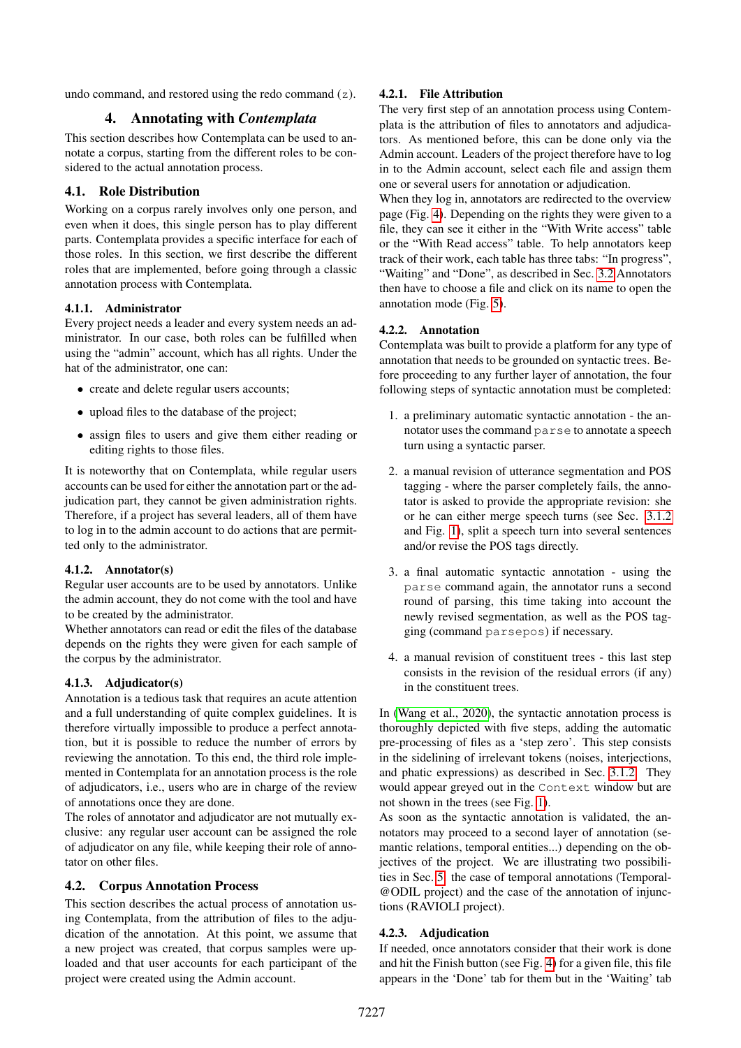undo command, and restored using the redo command (z).

## 4. Annotating with *Contemplata*

This section describes how Contemplata can be used to annotate a corpus, starting from the different roles to be considered to the actual annotation process.

### 4.1. Role Distribution

Working on a corpus rarely involves only one person, and even when it does, this single person has to play different parts. Contemplata provides a specific interface for each of those roles. In this section, we first describe the different roles that are implemented, before going through a classic annotation process with Contemplata.

#### 4.1.1. Administrator

Every project needs a leader and every system needs an administrator. In our case, both roles can be fulfilled when using the "admin" account, which has all rights. Under the hat of the administrator, one can:

- create and delete regular users accounts;
- upload files to the database of the project;
- assign files to users and give them either reading or editing rights to those files.

It is noteworthy that on Contemplata, while regular users accounts can be used for either the annotation part or the adjudication part, they cannot be given administration rights. Therefore, if a project has several leaders, all of them have to log in to the admin account to do actions that are permitted only to the administrator.

#### 4.1.2. Annotator(s)

Regular user accounts are to be used by annotators. Unlike the admin account, they do not come with the tool and have to be created by the administrator.

Whether annotators can read or edit the files of the database depends on the rights they were given for each sample of the corpus by the administrator.

#### 4.1.3. Adjudicator(s)

Annotation is a tedious task that requires an acute attention and a full understanding of quite complex guidelines. It is therefore virtually impossible to produce a perfect annotation, but it is possible to reduce the number of errors by reviewing the annotation. To this end, the third role implemented in Contemplata for an annotation process is the role of adjudicators, i.e., users who are in charge of the review of annotations once they are done.

The roles of annotator and adjudicator are not mutually exclusive: any regular user account can be assigned the role of adjudicator on any file, while keeping their role of annotator on other files.

### 4.2. Corpus Annotation Process

This section describes the actual process of annotation using Contemplata, from the attribution of files to the adjudication of the annotation. At this point, we assume that a new project was created, that corpus samples were uploaded and that user accounts for each participant of the project were created using the Admin account.

#### 4.2.1. File Attribution

The very first step of an annotation process using Contemplata is the attribution of files to annotators and adjudicators. As mentioned before, this can be done only via the Admin account. Leaders of the project therefore have to log in to the Admin account, select each file and assign them one or several users for annotation or adjudication.

When they log in, annotators are redirected to the overview page (Fig. 4). Depending on the rights they were given to a file, they can see it either in the "With Write access" table or the "With Read access" table. To help annotators keep track of their work, each table has three tabs: "In progress", "Waiting" and "Done", as described in Sec. 3.2 Annotators then have to choose a file and click on its name to open the annotation mode (Fig. 5).

#### 4.2.2. Annotation

Contemplata was built to provide a platform for any type of annotation that needs to be grounded on syntactic trees. Before proceeding to any further layer of annotation, the four following steps of syntactic annotation must be completed:

1. a preliminary automatic syntactic annotation - the annotator uses the command `parse` to annotate a speech turn using a syntactic parser.

2. a manual revision of utterance segmentation and POS tagging - where the parser completely fails, the annotator is asked to provide the appropriate revision: she or he can either merge speech turns (see Sec. 3.1.2 and Fig. 1), split a speech turn into several sentences and/or revise the POS tags directly.

3. a final automatic syntactic annotation - using the `parse` command again, the annotator runs a second round of parsing, this time taking into account the newly revised segmentation, as well as the POS tagging (command `parsepos`) if necessary.

4. a manual revision of constituent trees - this last step consists in the revision of the residual errors (if any) in the constituent trees.

In (Wang et al., 2020), the syntactic annotation process is thoroughly depicted with five steps, adding the automatic pre-processing of files as a 'step zero'. This step consists in the sidelining of irrelevant tokens (noises, interjections, and phatic expressions) as described in Sec. 3.1.2 They would appear greyed out in the `Context` window but are not shown in the trees (see Fig. 1).

As soon as the syntactic annotation is validated, the annotators may proceed to a second layer of annotation (semantic relations, temporal entities...) depending on the objectives of the project. We are illustrating two possibilities in Sec. 5 the case of temporal annotations (Temporal-@ODIL project) and the case of the annotation of injunctions (RAVIOLI project).

#### 4.2.3. Adjudication

If needed, once annotators consider that their work is done and hit the Finish button (see Fig. 4) for a given file, this file appears in the 'Done' tab for them but in the 'Waiting' tab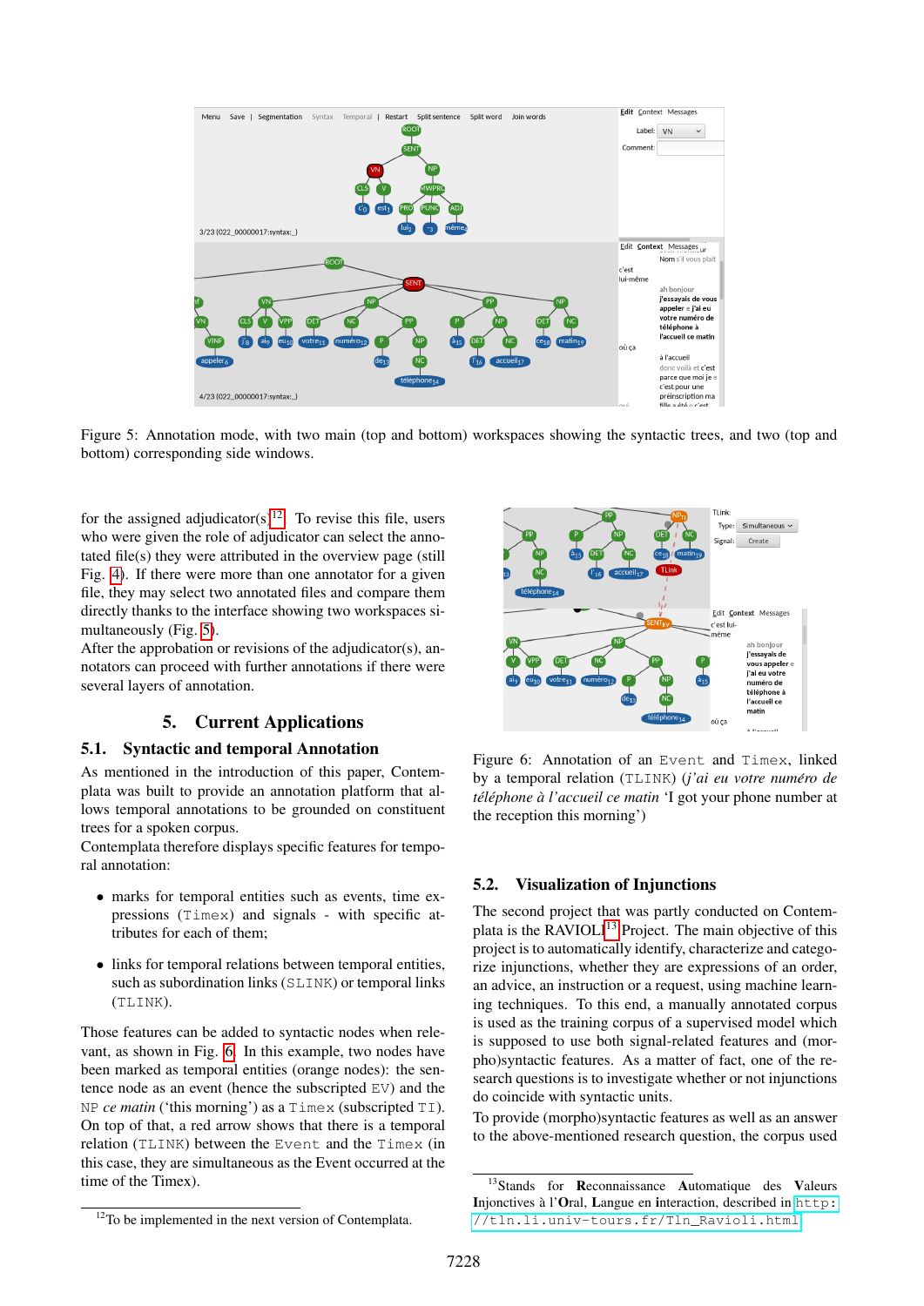Figure 5: Annotation mode, with two main (top and bottom) workspaces showing the syntactic trees, and two (top and bottom) corresponding side windows.

for the assigned adjudicator(s)[12]. To revise this file, users who were given the role of adjudicator can select the annotated file(s) they were attributed in the overview page (still Fig. 4). If there were more than one annotator for a given file, they may select two annotated files and compare them directly thanks to the interface showing two workspaces simultaneously (Fig. 5).
After the approbation or revisions of the adjudicator(s), annotators can proceed with further annotations if there were several layers of annotation.

## 5. Current Applications

### 5.1. Syntactic and temporal Annotation

As mentioned in the introduction of this paper, Contemplata was built to provide an annotation platform that allows temporal annotations to be grounded on constituent trees for a spoken corpus.
Contemplata therefore displays specific features for temporal annotation:

- marks for temporal entities such as events, time expressions (`Timex`) and signals - with specific attributes for each of them;
- links for temporal relations between temporal entities, such as subordination links (`SLINK`) or temporal links (`TLINK`).

Those features can be added to syntactic nodes when relevant, as shown in Fig. 6. In this example, two nodes have been marked as temporal entities (orange nodes): the sentence node as an event (hence the subscripted `EV`) and the `NP` *ce matin* ('this morning') as a `Timex` (subscripted `TI`). On top of that, a red arrow shows that there is a temporal relation (`TLINK`) between the `Event` and the `Timex` (in this case, they are simultaneous as the Event occurred at the time of the Timex).

Figure 6: Annotation of an `Event` and `Timex`, linked by a temporal relation (`TLINK`) (*j'ai eu votre numéro de téléphone à l'accueil ce matin* 'I got your phone number at the reception this morning')

### 5.2. Visualization of Injunctions

The second project that was partly conducted on Contemplata is the RAVIOLI[13] Project. The main objective of this project is to automatically identify, characterize and categorize injunctions, whether they are expressions of an order, an advice, an instruction or a request, using machine learning techniques. To this end, a manually annotated corpus is used as the training corpus of a supervised model which is supposed to use both signal-related features and (morpho)syntactic features. As a matter of fact, one of the research questions is to investigate whether or not injunctions do coincide with syntactic units.
To provide (morpho)syntactic features as well as an answer to the above-mentioned research question, the corpus used

[12] To be implemented in the next version of Contemplata.

[13] Stands for **R**econnaissance **A**utomatique des **V**aleurs **I**njonctives à l'**O**ral, **L**angue en **i**nteraction, described in `http://tln.li.univ-tours.fr/Tln_Ravioli.html`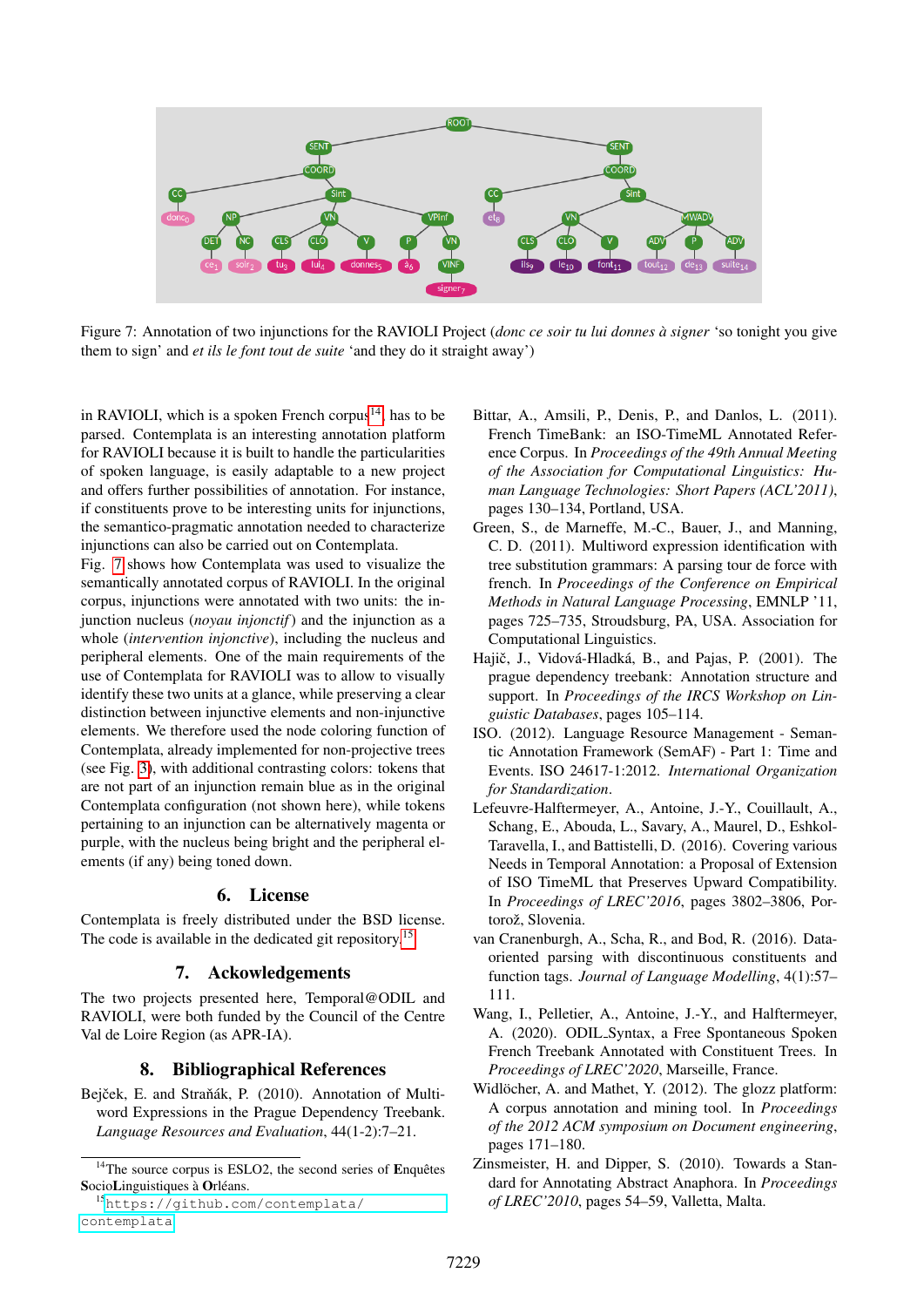ROOT
SENT
COORD
CC
donc0
Sint
NP
DET
ce1
NC
soir2
VN
CLS
tu3
CLO
lui4
V
donnes5
VPinf
P
à6
VN
VINF
signer7
SENT
COORD
CC
et8
Sint
VN
CLS
ils9
CLO
le10
V
font11
MWADV
ADV
tout12
P
de13
ADV
suite14

Figure 7: Annotation of two injunctions for the RAVIOLI Project (*donc ce soir tu lui donnes à signer* ‘so tonight you give them to sign’ and *et ils le font tout de suite* ‘and they do it straight away’)

in RAVIOLI, which is a spoken French corpus[14], has to be parsed. Contemplata is an interesting annotation platform for RAVIOLI because it is built to handle the particularities of spoken language, is easily adaptable to a new project and offers further possibilities of annotation. For instance, if constituents prove to be interesting units for injunctions, the semantico-pragmatic annotation needed to characterize injunctions can also be carried out on Contemplata.

Fig. 7 shows how Contemplata was used to visualize the semantically annotated corpus of RAVIOLI. In the original corpus, injunctions were annotated with two units: the injunction nucleus (*noyau injonctif*) and the injunction as a whole (*intervention injonctive*), including the nucleus and peripheral elements. One of the main requirements of the use of Contemplata for RAVIOLI was to allow to visually identify these two units at a glance, while preserving a clear distinction between injunctive elements and non-injunctive elements. We therefore used the node coloring function of Contemplata, already implemented for non-projective trees (see Fig. 3), with additional contrasting colors: tokens that are not part of an injunction remain blue as in the original Contemplata configuration (not shown here), while tokens pertaining to an injunction can be alternatively magenta or purple, with the nucleus being bright and the peripheral elements (if any) being toned down.

## 6. License

Contemplata is freely distributed under the BSD license. The code is available in the dedicated git repository[15].

## 7. Acknowledgements

The two projects presented here, Temporal@ODIL and RAVIOLI, were both funded by the Council of the Centre Val de Loire Region (as APR-IA).

## 8. Bibliographical References

Bejček, E. and Straňák, P. (2010). Annotation of Multiword Expressions in the Prague Dependency Treebank. *Language Resources and Evaluation*, 44(1-2):7–21.

Bittar, A., Amsili, P., Denis, P., and Danlos, L. (2011). French TimeBank: an ISO-TimeML Annotated Reference Corpus. In *Proceedings of the 49th Annual Meeting of the Association for Computational Linguistics: Human Language Technologies: Short Papers (ACL’2011)*, pages 130–134, Portland, USA.

Green, S., de Marneffe, M.-C., Bauer, J., and Manning, C. D. (2011). Multiword expression identification with tree substitution grammars: A parsing tour de force with french. In *Proceedings of the Conference on Empirical Methods in Natural Language Processing*, EMNLP ’11, pages 725–735, Stroudsburg, PA, USA. Association for Computational Linguistics.

Hajič, J., Vidová-Hladká, B., and Pajas, P. (2001). The prague dependency treebank: Annotation structure and support. In *Proceedings of the IRCS Workshop on Linguistic Databases*, pages 105–114.

ISO. (2012). Language Resource Management - Semantic Annotation Framework (SemAF) - Part 1: Time and Events. ISO 24617-1:2012. *International Organization for Standardization*.

Lefeuvre-Halftermeyer, A., Antoine, J.-Y., Couillault, A., Schang, E., Abouda, L., Savary, A., Maurel, D., Eshkol-Taravella, I., and Battistelli, D. (2016). Covering various Needs in Temporal Annotation: a Proposal of Extension of ISO TimeML that Preserves Upward Compatibility. In *Proceedings of LREC’2016*, pages 3802–3806, Portorož, Slovenia.

van Cranenburgh, A., Scha, R., and Bod, R. (2016). Data-oriented parsing with discontinuous constituents and function tags. *Journal of Language Modelling*, 4(1):57–111.

Wang, I., Pelletier, A., Antoine, J.-Y., and Halftermeyer, A. (2020). ODIL_Syntax, a Free Spontaneous Spoken French Treebank Annotated with Constituent Trees. In *Proceedings of LREC’2020*, Marseille, France.

Widlöcher, A. and Mathet, Y. (2012). The glozz platform: A corpus annotation and mining tool. In *Proceedings of the 2012 ACM symposium on Document engineering*, pages 171–180.

Zinsmeister, H. and Dipper, S. (2010). Towards a Standard for Annotating Abstract Anaphora. In *Proceedings of LREC’2010*, pages 54–59, Valletta, Malta.

[14] The source corpus is ESLO2, the second series of **E**nquêtes **S**ocio**L**inguistiques à **O**rléans.

[15] https://github.com/contemplata/contemplata